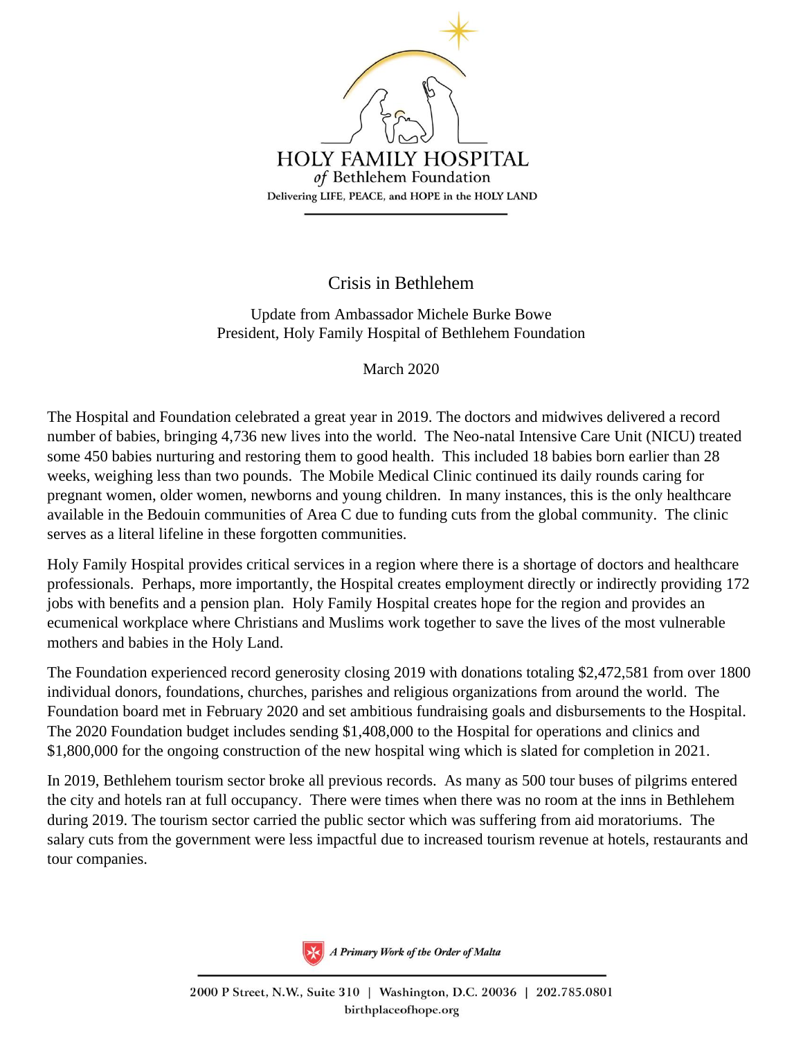HOLY FAMILY HOSPITAL
*of* Bethlehem Foundation
Delivering LIFE, PEACE, and HOPE in the HOLY LAND

# Crisis in Bethlehem

Update from Ambassador Michele Burke Bowe
President, Holy Family Hospital of Bethlehem Foundation

March 2020

The Hospital and Foundation celebrated a great year in 2019. The doctors and midwives delivered a record number of babies, bringing 4,736 new lives into the world. The Neo-natal Intensive Care Unit (NICU) treated some 450 babies nurturing and restoring them to good health. This included 18 babies born earlier than 28 weeks, weighing less than two pounds. The Mobile Medical Clinic continued its daily rounds caring for pregnant women, older women, newborns and young children. In many instances, this is the only healthcare available in the Bedouin communities of Area C due to funding cuts from the global community. The clinic serves as a literal lifeline in these forgotten communities.

Holy Family Hospital provides critical services in a region where there is a shortage of doctors and healthcare professionals. Perhaps, more importantly, the Hospital creates employment directly or indirectly providing 172 jobs with benefits and a pension plan. Holy Family Hospital creates hope for the region and provides an ecumenical workplace where Christians and Muslims work together to save the lives of the most vulnerable mothers and babies in the Holy Land.

The Foundation experienced record generosity closing 2019 with donations totaling $2,472,581 from over 1800 individual donors, foundations, churches, parishes and religious organizations from around the world. The Foundation board met in February 2020 and set ambitious fundraising goals and disbursements to the Hospital. The 2020 Foundation budget includes sending $1,408,000 to the Hospital for operations and clinics and $1,800,000 for the ongoing construction of the new hospital wing which is slated for completion in 2021.

In 2019, Bethlehem tourism sector broke all previous records. As many as 500 tour buses of pilgrims entered the city and hotels ran at full occupancy. There were times when there was no room at the inns in Bethlehem during 2019. The tourism sector carried the public sector which was suffering from aid moratoriums. The salary cuts from the government were less impactful due to increased tourism revenue at hotels, restaurants and tour companies.

*A Primary Work of the Order of Malta*

2000 P Street, N.W., Suite 310 | Washington, D.C. 20036 | 202.785.0801
birthplaceofhope.org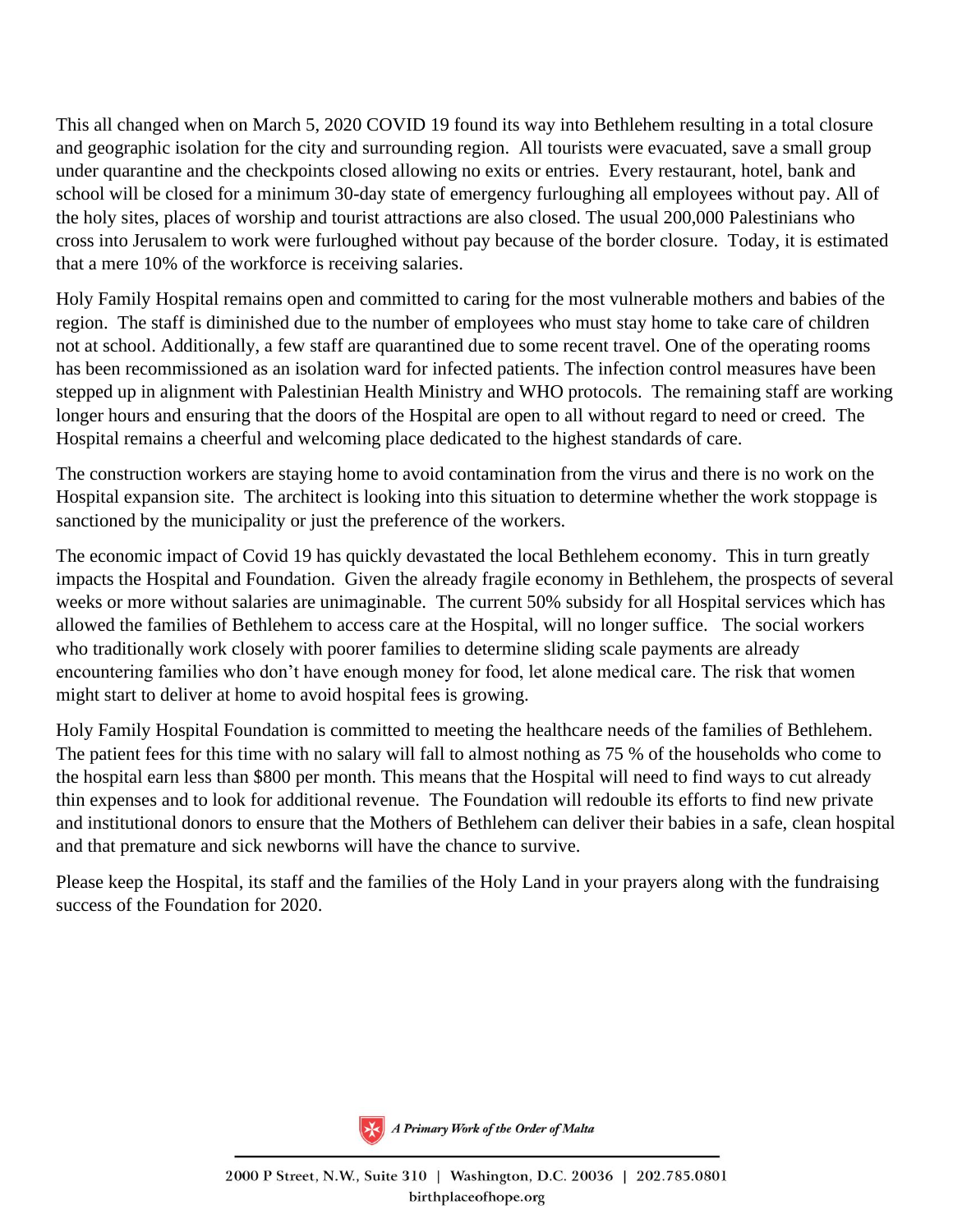This all changed when on March 5, 2020 COVID 19 found its way into Bethlehem resulting in a total closure and geographic isolation for the city and surrounding region. All tourists were evacuated, save a small group under quarantine and the checkpoints closed allowing no exits or entries. Every restaurant, hotel, bank and school will be closed for a minimum 30-day state of emergency furloughing all employees without pay. All of the holy sites, places of worship and tourist attractions are also closed. The usual 200,000 Palestinians who cross into Jerusalem to work were furloughed without pay because of the border closure. Today, it is estimated that a mere 10% of the workforce is receiving salaries.

Holy Family Hospital remains open and committed to caring for the most vulnerable mothers and babies of the region. The staff is diminished due to the number of employees who must stay home to take care of children not at school. Additionally, a few staff are quarantined due to some recent travel. One of the operating rooms has been recommissioned as an isolation ward for infected patients. The infection control measures have been stepped up in alignment with Palestinian Health Ministry and WHO protocols. The remaining staff are working longer hours and ensuring that the doors of the Hospital are open to all without regard to need or creed. The Hospital remains a cheerful and welcoming place dedicated to the highest standards of care.

The construction workers are staying home to avoid contamination from the virus and there is no work on the Hospital expansion site. The architect is looking into this situation to determine whether the work stoppage is sanctioned by the municipality or just the preference of the workers.

The economic impact of Covid 19 has quickly devastated the local Bethlehem economy. This in turn greatly impacts the Hospital and Foundation. Given the already fragile economy in Bethlehem, the prospects of several weeks or more without salaries are unimaginable. The current 50% subsidy for all Hospital services which has allowed the families of Bethlehem to access care at the Hospital, will no longer suffice. The social workers who traditionally work closely with poorer families to determine sliding scale payments are already encountering families who don't have enough money for food, let alone medical care. The risk that women might start to deliver at home to avoid hospital fees is growing.

Holy Family Hospital Foundation is committed to meeting the healthcare needs of the families of Bethlehem. The patient fees for this time with no salary will fall to almost nothing as 75 % of the households who come to the hospital earn less than $800 per month. This means that the Hospital will need to find ways to cut already thin expenses and to look for additional revenue. The Foundation will redouble its efforts to find new private and institutional donors to ensure that the Mothers of Bethlehem can deliver their babies in a safe, clean hospital and that premature and sick newborns will have the chance to survive.

Please keep the Hospital, its staff and the families of the Holy Land in your prayers along with the fundraising success of the Foundation for 2020.

*A Primary Work of the Order of Malta*

2000 P Street, N.W., Suite 310 | Washington, D.C. 20036 | 202.785.0801
birthplaceofhope.org